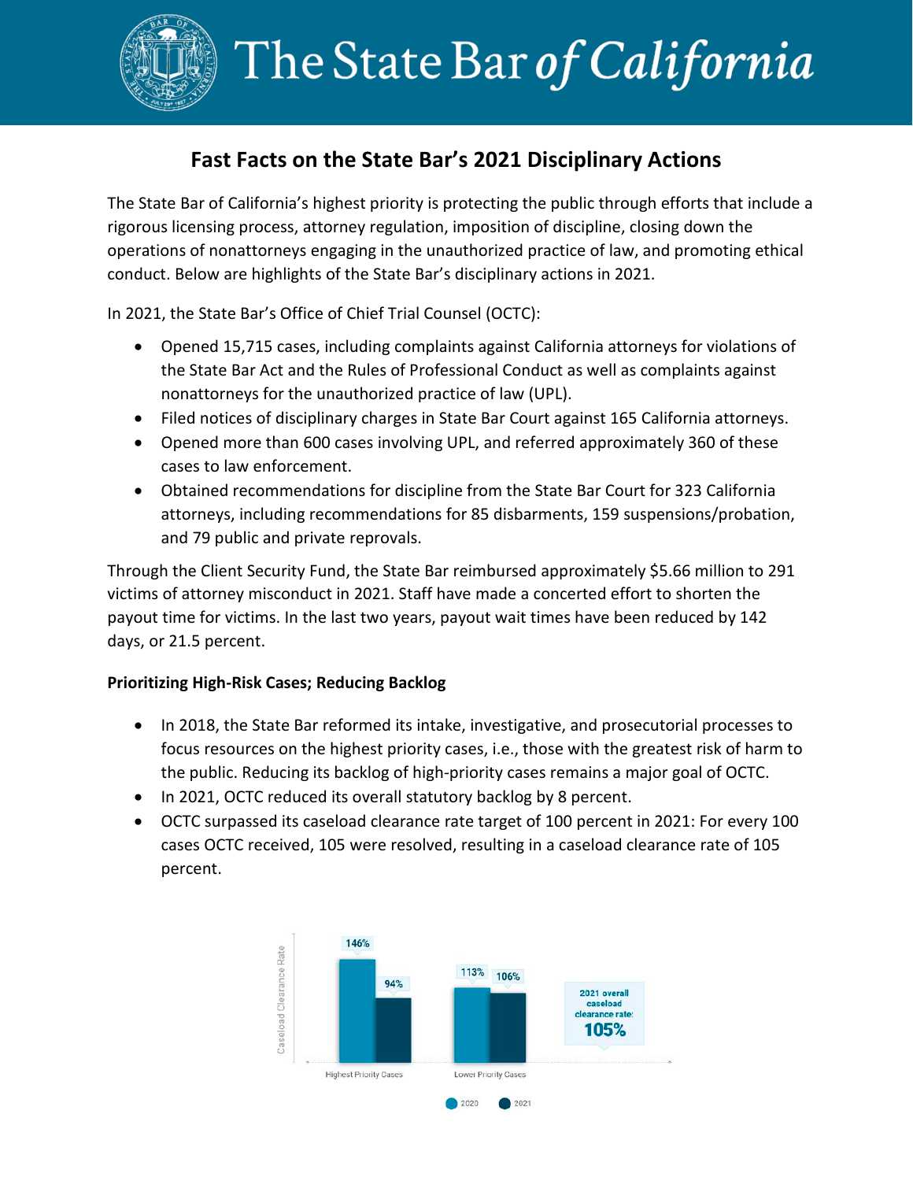# The State Bar *of California*

## Fast Facts on the State Bar's 2021 Disciplinary Actions

The State Bar of California's highest priority is protecting the public through efforts that include a rigorous licensing process, attorney regulation, imposition of discipline, closing down the operations of nonattorneys engaging in the unauthorized practice of law, and promoting ethical conduct. Below are highlights of the State Bar's disciplinary actions in 2021.

In 2021, the State Bar's Office of Chief Trial Counsel (OCTC):

- Opened 15,715 cases, including complaints against California attorneys for violations of the State Bar Act and the Rules of Professional Conduct as well as complaints against nonattorneys for the unauthorized practice of law (UPL).
- Filed notices of disciplinary charges in State Bar Court against 165 California attorneys.
- Opened more than 600 cases involving UPL, and referred approximately 360 of these cases to law enforcement.
- Obtained recommendations for discipline from the State Bar Court for 323 California attorneys, including recommendations for 85 disbarments, 159 suspensions/probation, and 79 public and private reprovals.

Through the Client Security Fund, the State Bar reimbursed approximately $5.66 million to 291 victims of attorney misconduct in 2021. Staff have made a concerted effort to shorten the payout time for victims. In the last two years, payout wait times have been reduced by 142 days, or 21.5 percent.

**Prioritizing High-Risk Cases; Reducing Backlog**

- In 2018, the State Bar reformed its intake, investigative, and prosecutorial processes to focus resources on the highest priority cases, i.e., those with the greatest risk of harm to the public. Reducing its backlog of high-priority cases remains a major goal of OCTC.
- In 2021, OCTC reduced its overall statutory backlog by 8 percent.
- OCTC surpassed its caseload clearance rate target of 100 percent in 2021: For every 100 cases OCTC received, 105 were resolved, resulting in a caseload clearance rate of 105 percent.

| Caseload Clearance Rate | 2020 | 2021 |
|---|---|---|
| Highest Priority Cases | 146% | 94% |
| Lower Priority Cases | 113% | 106% |

2021 overall caseload clearance rate: **105%**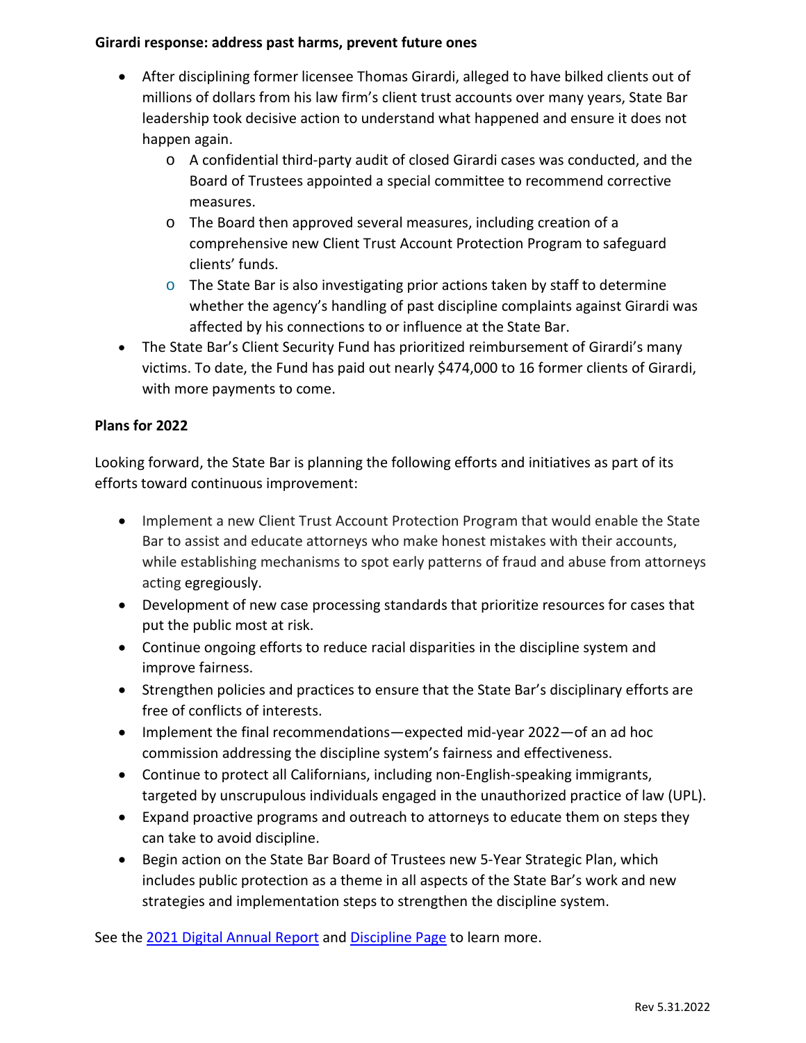**Girardi response: address past harms, prevent future ones**

- After disciplining former licensee Thomas Girardi, alleged to have bilked clients out of millions of dollars from his law firm's client trust accounts over many years, State Bar leadership took decisive action to understand what happened and ensure it does not happen again.
  - A confidential third-party audit of closed Girardi cases was conducted, and the Board of Trustees appointed a special committee to recommend corrective measures.
  - The Board then approved several measures, including creation of a comprehensive new Client Trust Account Protection Program to safeguard clients' funds.
  - The State Bar is also investigating prior actions taken by staff to determine whether the agency's handling of past discipline complaints against Girardi was affected by his connections to or influence at the State Bar.
- The State Bar's Client Security Fund has prioritized reimbursement of Girardi's many victims. To date, the Fund has paid out nearly $474,000 to 16 former clients of Girardi, with more payments to come.

**Plans for 2022**

Looking forward, the State Bar is planning the following efforts and initiatives as part of its efforts toward continuous improvement:

- Implement a new Client Trust Account Protection Program that would enable the State Bar to assist and educate attorneys who make honest mistakes with their accounts, while establishing mechanisms to spot early patterns of fraud and abuse from attorneys acting egregiously.
- Development of new case processing standards that prioritize resources for cases that put the public most at risk.
- Continue ongoing efforts to reduce racial disparities in the discipline system and improve fairness.
- Strengthen policies and practices to ensure that the State Bar's disciplinary efforts are free of conflicts of interests.
- Implement the final recommendations—expected mid-year 2022—of an ad hoc commission addressing the discipline system's fairness and effectiveness.
- Continue to protect all Californians, including non-English-speaking immigrants, targeted by unscrupulous individuals engaged in the unauthorized practice of law (UPL).
- Expand proactive programs and outreach to attorneys to educate them on steps they can take to avoid discipline.
- Begin action on the State Bar Board of Trustees new 5-Year Strategic Plan, which includes public protection as a theme in all aspects of the State Bar's work and new strategies and implementation steps to strengthen the discipline system.

See the [2021 Digital Annual Report] and [Discipline Page] to learn more.

Rev 5.31.2022